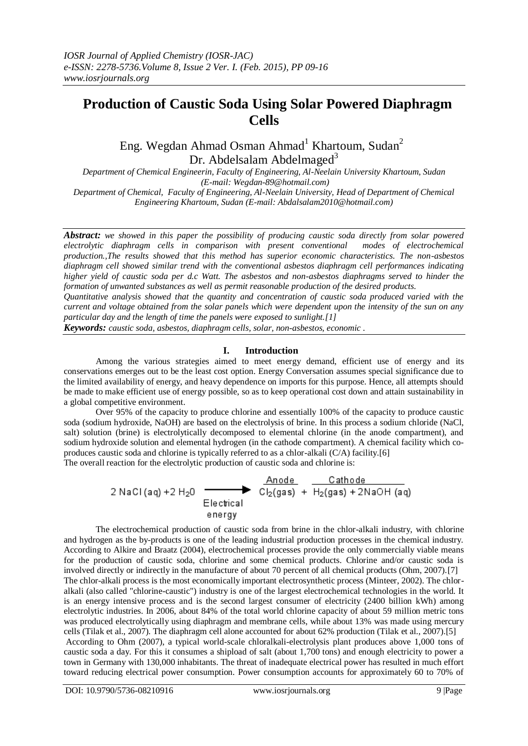# Production of Caustic Soda Using Solar Powered Diaphragm Cells

Eng. Wegdan Ahmad Osman Ahmad[1] Khartoum, Sudan[2]
Dr. Abdelsalam Abdelmaged[3]

*Department of Chemical Engineerin, Faculty of Engineering, Al-Neelain University Khartoum, Sudan (E-mail: Wegdan-89@hotmail.com)*
*Department of Chemical, Faculty of Engineering, Al-Neelain University, Head of Department of Chemical Engineering Khartoum, Sudan (E-mail: Abdalsalam2010@hotmail.com)*

***Abstract:*** *we showed in this paper the possibility of producing caustic soda directly from solar powered electrolytic diaphragm cells in comparison with present conventional modes of electrochemical production.,The results showed that this method has superior economic characteristics. The non-asbestos diaphragm cell showed similar trend with the conventional asbestos diaphragm cell performances indicating higher yield of caustic soda per d.c Watt. The asbestos and non-asbestos diaphragms served to hinder the formation of unwanted substances as well as permit reasonable production of the desired products.*
*Quantitative analysis showed that the quantity and concentration of caustic soda produced varied with the current and voltage obtained from the solar panels which were dependent upon the intensity of the sun on any particular day and the length of time the panels were exposed to sunlight.[1]*

***Keywords:*** *caustic soda, asbestos, diaphragm cells, solar, non-asbestos, economic .*

## I. Introduction

Among the various strategies aimed to meet energy demand, efficient use of energy and its conservations emerges out to be the least cost option. Energy Conversation assumes special significance due to the limited availability of energy, and heavy dependence on imports for this purpose. Hence, all attempts should be made to make efficient use of energy possible, so as to keep operational cost down and attain sustainability in a global competitive environment.

Over 95% of the capacity to produce chlorine and essentially 100% of the capacity to produce caustic soda (sodium hydroxide, NaOH) are based on the electrolysis of brine. In this process a sodium chloride (NaCl, salt) solution (brine) is electrolytically decomposed to elemental chlorine (in the anode compartment), and sodium hydroxide solution and elemental hydrogen (in the cathode compartment). A chemical facility which co-produces caustic soda and chlorine is typically referred to as a chlor-alkali (C/A) facility.[6]
The overall reaction for the electrolytic production of caustic soda and chlorine is:

$$2\,NaCl(aq) + 2\,H_2O \xrightarrow[\text{Electrical energy}]{} \underbrace{Cl_2(gas)}_{\text{Anode}} + \underbrace{H_2(gas) + 2NaOH(aq)}_{\text{Cathode}}$$

The electrochemical production of caustic soda from brine in the chlor-alkali industry, with chlorine and hydrogen as the by-products is one of the leading industrial production processes in the chemical industry. According to Alkire and Braatz (2004), electrochemical processes provide the only commercially viable means for the production of caustic soda, chlorine and some chemical products. Chlorine and/or caustic soda is involved directly or indirectly in the manufacture of about 70 percent of all chemical products (Ohm, 2007).[7]
The chlor-alkali process is the most economically important electrosynthetic process (Minteer, 2002). The chlor-alkali (also called "chlorine-caustic") industry is one of the largest electrochemical technologies in the world. It is an energy intensive process and is the second largest consumer of electricity (2400 billion kWh) among electrolytic industries. In 2006, about 84% of the total world chlorine capacity of about 59 million metric tons was produced electrolytically using diaphragm and membrane cells, while about 13% was made using mercury cells (Tilak et al., 2007). The diaphragm cell alone accounted for about 62% production (Tilak et al., 2007).[5]
According to Ohm (2007), a typical world-scale chloralkali-electrolysis plant produces above 1,000 tons of caustic soda a day. For this it consumes a shipload of salt (about 1,700 tons) and enough electricity to power a town in Germany with 130,000 inhabitants. The threat of inadequate electrical power has resulted in much effort toward reducing electrical power consumption. Power consumption accounts for approximately 60 to 70% of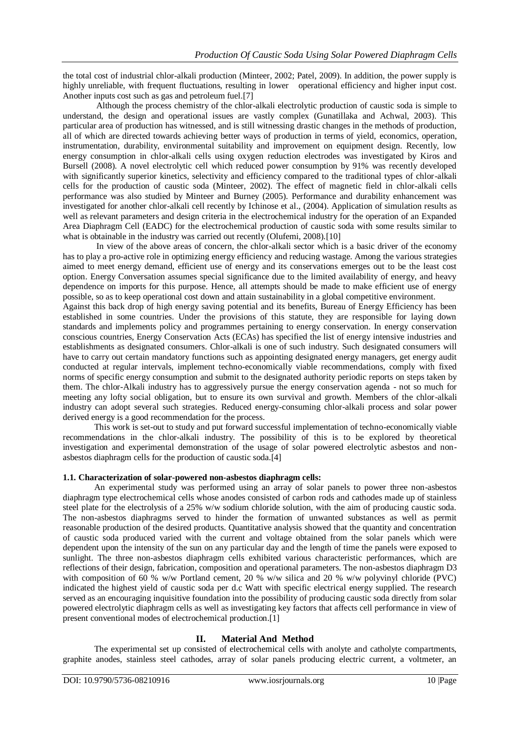the total cost of industrial chlor-alkali production (Minteer, 2002; Patel, 2009). In addition, the power supply is highly unreliable, with frequent fluctuations, resulting in lower operational efficiency and higher input cost. Another inputs cost such as gas and petroleum fuel.[7]

Although the process chemistry of the chlor-alkali electrolytic production of caustic soda is simple to understand, the design and operational issues are vastly complex (Gunatillaka and Achwal, 2003). This particular area of production has witnessed, and is still witnessing drastic changes in the methods of production, all of which are directed towards achieving better ways of production in terms of yield, economics, operation, instrumentation, durability, environmental suitability and improvement on equipment design. Recently, low energy consumption in chlor-alkali cells using oxygen reduction electrodes was investigated by Kiros and Bursell (2008). A novel electrolytic cell which reduced power consumption by 91% was recently developed with significantly superior kinetics, selectivity and efficiency compared to the traditional types of chlor-alkali cells for the production of caustic soda (Minteer, 2002). The effect of magnetic field in chlor-alkali cells performance was also studied by Minteer and Burney (2005). Performance and durability enhancement was investigated for another chlor-alkali cell recently by Ichinose et al., (2004). Application of simulation results as well as relevant parameters and design criteria in the electrochemical industry for the operation of an Expanded Area Diaphragm Cell (EADC) for the electrochemical production of caustic soda with some results similar to what is obtainable in the industry was carried out recently (Olufemi, 2008).[10]

In view of the above areas of concern, the chlor-alkali sector which is a basic driver of the economy has to play a pro-active role in optimizing energy efficiency and reducing wastage. Among the various strategies aimed to meet energy demand, efficient use of energy and its conservations emerges out to be the least cost option. Energy Conversation assumes special significance due to the limited availability of energy, and heavy dependence on imports for this purpose. Hence, all attempts should be made to make efficient use of energy possible, so as to keep operational cost down and attain sustainability in a global competitive environment.

Against this back drop of high energy saving potential and its benefits, Bureau of Energy Efficiency has been established in some countries. Under the provisions of this statute, they are responsible for laying down standards and implements policy and programmes pertaining to energy conservation. In energy conservation conscious countries, Energy Conservation Acts (ECAs) has specified the list of energy intensive industries and establishments as designated consumers. Chlor-alkali is one of such industry. Such designated consumers will have to carry out certain mandatory functions such as appointing designated energy managers, get energy audit conducted at regular intervals, implement techno-economically viable recommendations, comply with fixed norms of specific energy consumption and submit to the designated authority periodic reports on steps taken by them. The chlor-Alkali industry has to aggressively pursue the energy conservation agenda - not so much for meeting any lofty social obligation, but to ensure its own survival and growth. Members of the chlor-alkali industry can adopt several such strategies. Reduced energy-consuming chlor-alkali process and solar power derived energy is a good recommendation for the process.

This work is set-out to study and put forward successful implementation of techno-economically viable recommendations in the chlor-alkali industry. The possibility of this is to be explored by theoretical investigation and experimental demonstration of the usage of solar powered electrolytic asbestos and non-asbestos diaphragm cells for the production of caustic soda.[4]

### 1.1. Characterization of solar-powered non-asbestos diaphragm cells:

An experimental study was performed using an array of solar panels to power three non-asbestos diaphragm type electrochemical cells whose anodes consisted of carbon rods and cathodes made up of stainless steel plate for the electrolysis of a 25% w/w sodium chloride solution, with the aim of producing caustic soda. The non-asbestos diaphragms served to hinder the formation of unwanted substances as well as permit reasonable production of the desired products. Quantitative analysis showed that the quantity and concentration of caustic soda produced varied with the current and voltage obtained from the solar panels which were dependent upon the intensity of the sun on any particular day and the length of time the panels were exposed to sunlight. The three non-asbestos diaphragm cells exhibited various characteristic performances, which are reflections of their design, fabrication, composition and operational parameters. The non-asbestos diaphragm D3 with composition of 60 % w/w Portland cement, 20 % w/w silica and 20 % w/w polyvinyl chloride (PVC) indicated the highest yield of caustic soda per d.c Watt with specific electrical energy supplied. The research served as an encouraging inquisitive foundation into the possibility of producing caustic soda directly from solar powered electrolytic diaphragm cells as well as investigating key factors that affects cell performance in view of present conventional modes of electrochemical production.[1]

## II. Material And Method

The experimental set up consisted of electrochemical cells with anolyte and catholyte compartments, graphite anodes, stainless steel cathodes, array of solar panels producing electric current, a voltmeter, an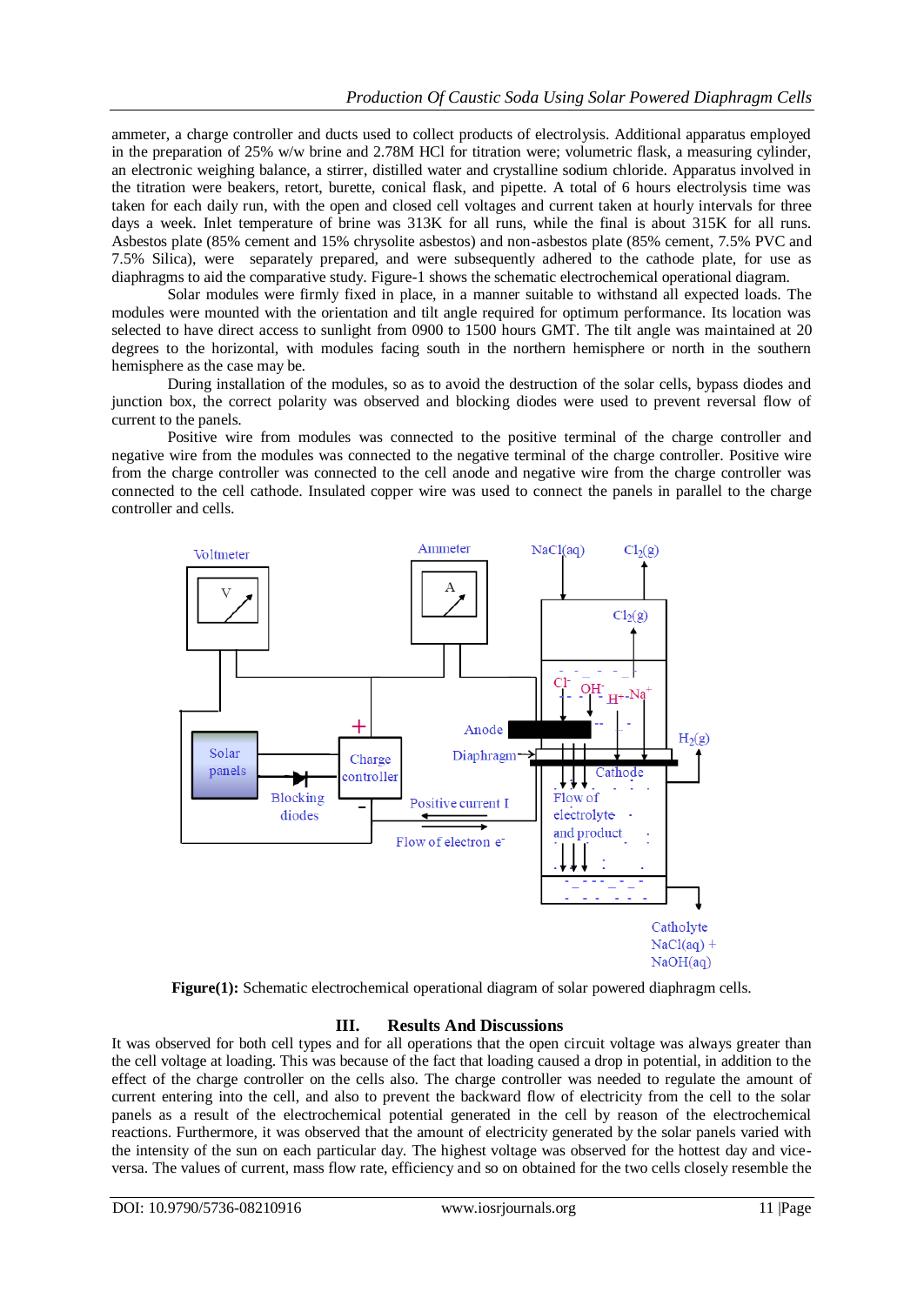ammeter, a charge controller and ducts used to collect products of electrolysis. Additional apparatus employed in the preparation of 25% w/w brine and 2.78M HCl for titration were; volumetric flask, a measuring cylinder, an electronic weighing balance, a stirrer, distilled water and crystalline sodium chloride. Apparatus involved in the titration were beakers, retort, burette, conical flask, and pipette. A total of 6 hours electrolysis time was taken for each daily run, with the open and closed cell voltages and current taken at hourly intervals for three days a week. Inlet temperature of brine was 313K for all runs, while the final is about 315K for all runs. Asbestos plate (85% cement and 15% chrysolite asbestos) and non-asbestos plate (85% cement, 7.5% PVC and 7.5% Silica), were separately prepared, and were subsequently adhered to the cathode plate, for use as diaphragms to aid the comparative study. Figure-1 shows the schematic electrochemical operational diagram.

Solar modules were firmly fixed in place, in a manner suitable to withstand all expected loads. The modules were mounted with the orientation and tilt angle required for optimum performance. Its location was selected to have direct access to sunlight from 0900 to 1500 hours GMT. The tilt angle was maintained at 20 degrees to the horizontal, with modules facing south in the northern hemisphere or north in the southern hemisphere as the case may be.

During installation of the modules, so as to avoid the destruction of the solar cells, bypass diodes and junction box, the correct polarity was observed and blocking diodes were used to prevent reversal flow of current to the panels.

Positive wire from modules was connected to the positive terminal of the charge controller and negative wire from the modules was connected to the negative terminal of the charge controller. Positive wire from the charge controller was connected to the cell anode and negative wire from the charge controller was connected to the cell cathode. Insulated copper wire was used to connect the panels in parallel to the charge controller and cells.

**Figure(1):** Schematic electrochemical operational diagram of solar powered diaphragm cells.

## III. Results And Discussions

It was observed for both cell types and for all operations that the open circuit voltage was always greater than the cell voltage at loading. This was because of the fact that loading caused a drop in potential, in addition to the effect of the charge controller on the cells also. The charge controller was needed to regulate the amount of current entering into the cell, and also to prevent the backward flow of electricity from the cell to the solar panels as a result of the electrochemical potential generated in the cell by reason of the electrochemical reactions. Furthermore, it was observed that the amount of electricity generated by the solar panels varied with the intensity of the sun on each particular day. The highest voltage was observed for the hottest day and vice-versa. The values of current, mass flow rate, efficiency and so on obtained for the two cells closely resemble the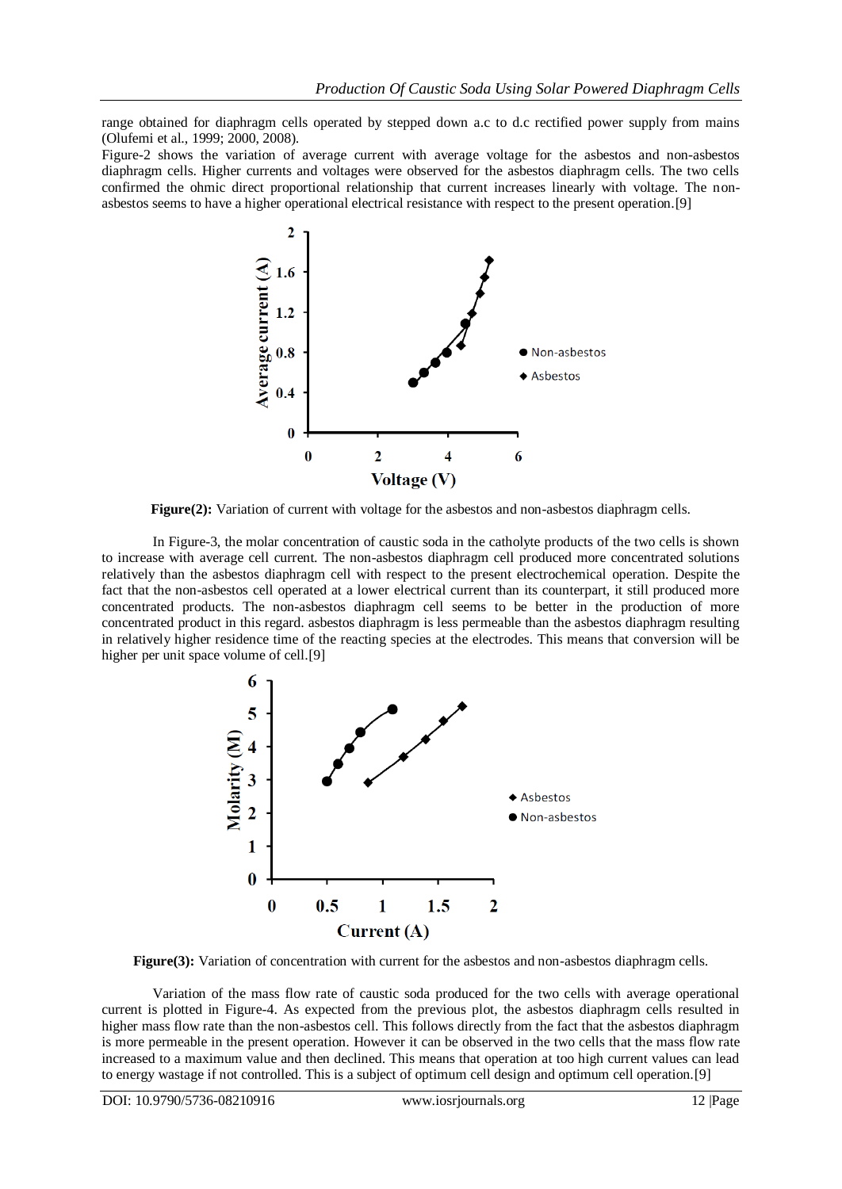range obtained for diaphragm cells operated by stepped down a.c to d.c rectified power supply from mains (Olufemi et al., 1999; 2000, 2008).

Figure-2 shows the variation of average current with average voltage for the asbestos and non-asbestos diaphragm cells. Higher currents and voltages were observed for the asbestos diaphragm cells. The two cells confirmed the ohmic direct proportional relationship that current increases linearly with voltage. The non-asbestos seems to have a higher operational electrical resistance with respect to the present operation.[9]

**Figure(2):** Variation of current with voltage for the asbestos and non-asbestos diaphragm cells.

In Figure-3, the molar concentration of caustic soda in the catholyte products of the two cells is shown to increase with average cell current. The non-asbestos diaphragm cell produced more concentrated solutions relatively than the asbestos diaphragm cell with respect to the present electrochemical operation. Despite the fact that the non-asbestos cell operated at a lower electrical current than its counterpart, it still produced more concentrated products. The non-asbestos diaphragm cell seems to be better in the production of more concentrated product in this regard. asbestos diaphragm is less permeable than the asbestos diaphragm resulting in relatively higher residence time of the reacting species at the electrodes. This means that conversion will be higher per unit space volume of cell.[9]

**Figure(3):** Variation of concentration with current for the asbestos and non-asbestos diaphragm cells.

Variation of the mass flow rate of caustic soda produced for the two cells with average operational current is plotted in Figure-4. As expected from the previous plot, the asbestos diaphragm cells resulted in higher mass flow rate than the non-asbestos cell. This follows directly from the fact than the asbestos diaphragm is more permeable in the present operation. However it can be observed in the two cells that the mass flow rate increased to a maximum value and then declined. This means that operation at too high current values can lead to energy wastage if not controlled. This is a subject of optimum cell design and optimum cell operation.[9]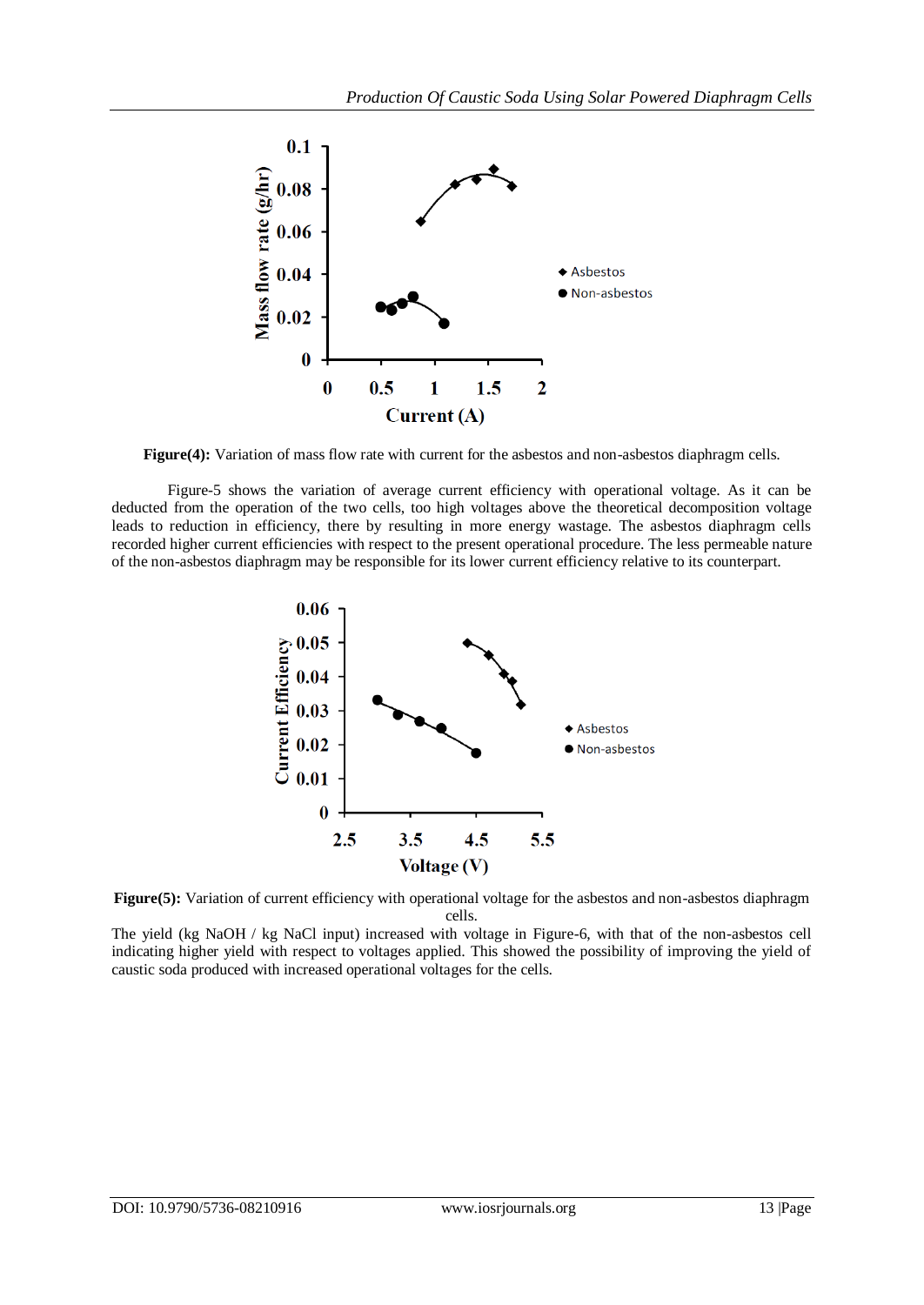Figure(4): Variation of mass flow rate with current for the asbestos and non-asbestos diaphragm cells.

Figure-5 shows the variation of average current efficiency with operational voltage. As it can be deducted from the operation of the two cells, too high voltages above the theoretical decomposition voltage leads to reduction in efficiency, there by resulting in more energy wastage. The asbestos diaphragm cells recorded higher current efficiencies with respect to the present operational procedure. The less permeable nature of the non-asbestos diaphragm may be responsible for its lower current efficiency relative to its counterpart.

Figure(5): Variation of current efficiency with operational voltage for the asbestos and non-asbestos diaphragm cells.

The yield (kg NaOH / kg NaCl input) increased with voltage in Figure-6, with that of the non-asbestos cell indicating higher yield with respect to voltages applied. This showed the possibility of improving the yield of caustic soda produced with increased operational voltages for the cells.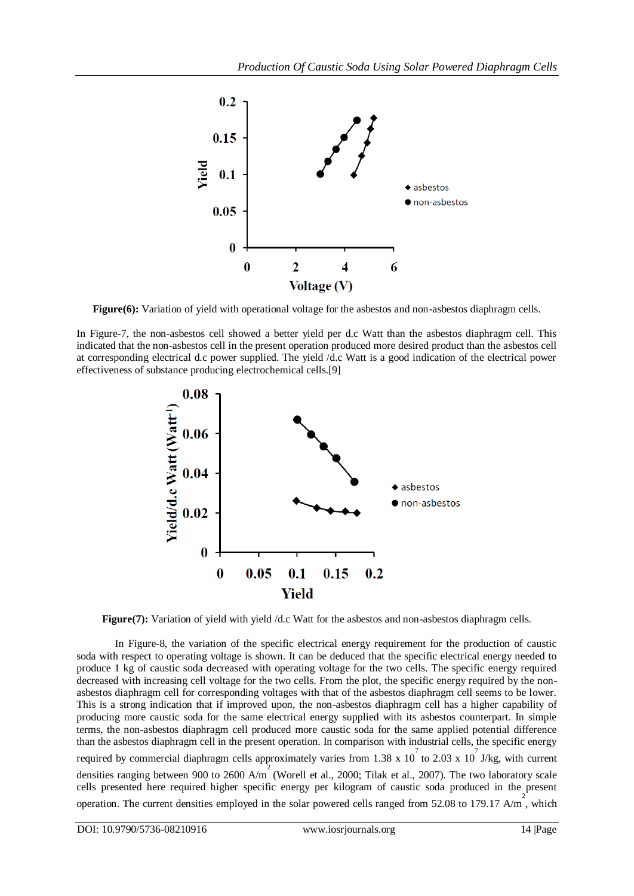**Figure(6):** Variation of yield with operational voltage for the asbestos and non-asbestos diaphragm cells.

In Figure-7, the non-asbestos cell showed a better yield per d.c Watt than the asbestos diaphragm cell. This indicated that the non-asbestos cell in the present operation produced more desired product than the asbestos cell at corresponding electrical d.c power supplied. The yield /d.c Watt is a good indication of the electrical power effectiveness of substance producing electrochemical cells.[9]

**Figure(7):** Variation of yield with yield /d.c Watt for the asbestos and non-asbestos diaphragm cells.

In Figure-8, the variation of the specific electrical energy requirement for the production of caustic soda with respect to operating voltage is shown. It can be deduced that the specific electrical energy needed to produce 1 kg of caustic soda decreased with operating voltage for the two cells. The specific energy required decreased with increasing cell voltage for the two cells. From the plot, the specific energy required by the non-asbestos diaphragm cell for corresponding voltages with that of the asbestos diaphragm cell seems to be lower. This is a strong indication that if improved upon, the non-asbestos diaphragm cell has a higher capability of producing more caustic soda for the same electrical energy supplied with its asbestos counterpart. In simple terms, the non-asbestos diaphragm cell produced more caustic soda for the same applied potential difference than the asbestos diaphragm cell in the present operation. In comparison with industrial cells, the specific energy required by commercial diaphragm cells approximately varies from $1.38 \times 10^7$ to $2.03 \times 10^7$ J/kg, with current densities ranging between 900 to 2600 $A/m^2$ (Worell et al., 2000; Tilak et al., 2007). The two laboratory scale cells presented here required higher specific energy per kilogram of caustic soda produced in the present operation. The current densities employed in the solar powered cells ranged from 52.08 to 179.17 $A/m^2$, which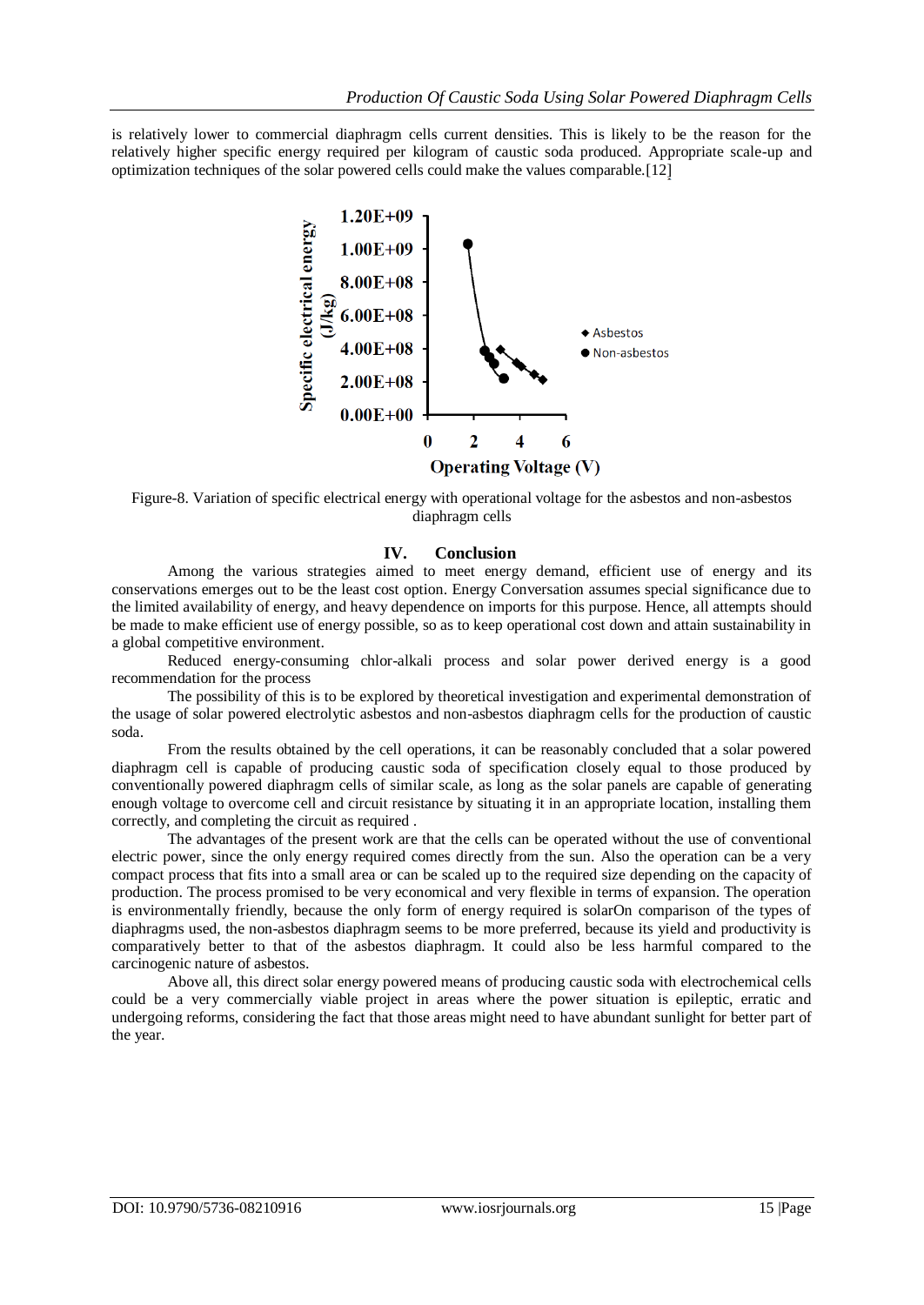is relatively lower to commercial diaphragm cells current densities. This is likely to be the reason for the relatively higher specific energy required per kilogram of caustic soda produced. Appropriate scale-up and optimization techniques of the solar powered cells could make the values comparable.[12]

Figure-8. Variation of specific electrical energy with operational voltage for the asbestos and non-asbestos diaphragm cells

## IV. Conclusion

Among the various strategies aimed to meet energy demand, efficient use of energy and its conservations emerges out to be the least cost option. Energy Conversation assumes special significance due to the limited availability of energy, and heavy dependence on imports for this purpose. Hence, all attempts should be made to make efficient use of energy possible, so as to keep operational cost down and attain sustainability in a global competitive environment.

Reduced energy-consuming chlor-alkali process and solar power derived energy is a good recommendation for the process

The possibility of this is to be explored by theoretical investigation and experimental demonstration of the usage of solar powered electrolytic asbestos and non-asbestos diaphragm cells for the production of caustic soda.

From the results obtained by the cell operations, it can be reasonably concluded that a solar powered diaphragm cell is capable of producing caustic soda of specification closely equal to those produced by conventionally powered diaphragm cells of similar scale, as long as the solar panels are capable of generating enough voltage to overcome cell and circuit resistance by situating it in an appropriate location, installing them correctly, and completing the circuit as required .

The advantages of the present work are that the cells can be operated without the use of conventional electric power, since the only energy required comes directly from the sun. Also the operation can be a very compact process that fits into a small area or can be scaled up to the required size depending on the capacity of production. The process promised to be very economical and very flexible in terms of expansion. The operation is environmentally friendly, because the only form of energy required is solarOn comparison of the types of diaphragms used, the non-asbestos diaphragm seems to be more preferred, because its yield and productivity is comparatively better to that of the asbestos diaphragm. It could also be less harmful compared to the carcinogenic nature of asbestos.

Above all, this direct solar energy powered means of producing caustic soda with electrochemical cells could be a very commercially viable project in areas where the power situation is epileptic, erratic and undergoing reforms, considering the fact that those areas might need to have abundant sunlight for better part of the year.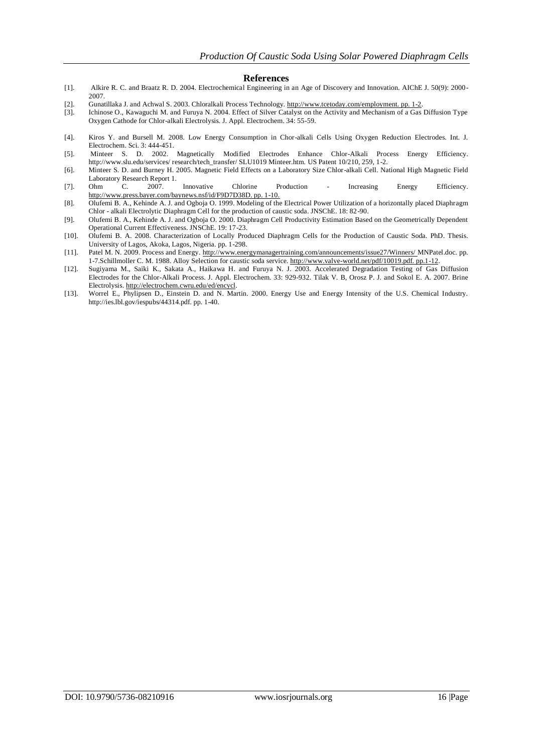## References

[1]. Alkire R. C. and Braatz R. D. 2004. Electrochemical Engineering in an Age of Discovery and Innovation. AIChE J. 50(9): 2000-2007.

[2]. Gunatillaka J. and Achwal S. 2003. Chloralkali Process Technology. http://www.tcetoday.com/employment. pp. 1-2.

[3]. Ichinose O., Kawaguchi M. and Furuya N. 2004. Effect of Silver Catalyst on the Activity and Mechanism of a Gas Diffusion Type Oxygen Cathode for Chlor-alkali Electrolysis. J. Appl. Electrochem. 34: 55-59.

[4]. Kiros Y. and Bursell M. 2008. Low Energy Consumption in Chor-alkali Cells Using Oxygen Reduction Electrodes. Int. J. Electrochem. Sci. 3: 444-451.

[5]. Minteer S. D. 2002. Magnetically Modified Electrodes Enhance Chlor-Alkali Process Energy Efficiency. http://www.slu.edu/services/ research/tech_transfer/ SLU1019 Minteer.htm. US Patent 10/210, 259, 1-2.

[6]. Minteer S. D. and Burney H. 2005. Magnetic Field Effects on a Laboratory Size Chlor-alkali Cell. National High Magnetic Field Laboratory Research Report 1.

[7]. Ohm C. 2007. Innovative Chlorine Production - Increasing Energy Efficiency. http://www.press.bayer.com/baynews.nsf/id/F9D7D38D. pp. 1-10.

[8]. Olufemi B. A., Kehinde A. J. and Ogboja O. 1999. Modeling of the Electrical Power Utilization of a horizontally placed Diaphragm Chlor - alkali Electrolytic Diaphragm Cell for the production of caustic soda. JNSChE. 18: 82-90.

[9]. Olufemi B. A., Kehinde A. J. and Ogboja O. 2000. Diaphragm Cell Productivity Estimation Based on the Geometrically Dependent Operational Current Effectiveness. JNSChE. 19: 17-23.

[10]. Olufemi B. A. 2008. Characterization of Locally Produced Diaphragm Cells for the Production of Caustic Soda. PhD. Thesis. University of Lagos, Akoka, Lagos, Nigeria. pp. 1-298.

[11]. Patel M. N. 2009. Process and Energy. http://www.energymanagertraining.com/announcements/issue27/Winners/ MNPatel.doc. pp. 1-7.Schillmoller C. M. 1988. Alloy Selection for caustic soda service. http://www.valve-world.net/pdf/10019.pdf. pp.1-12.

[12]. Sugiyama M., Saiki K., Sakata A., Haikawa H. and Furuya N. J. 2003. Accelerated Degradation Testing of Gas Diffusion Electrodes for the Chlor-Alkali Process. J. Appl. Electrochem. 33: 929-932. Tilak V. B, Orosz P. J. and Sokol E. A. 2007. Brine Electrolysis. http://electrochem.cwru.edu/ed/encycl.

[13]. Worrel E., Phylipsen D., Einstein D. and N. Martin. 2000. Energy Use and Energy Intensity of the U.S. Chemical Industry. http://ies.lbl.gov/iespubs/44314.pdf. pp. 1-40.